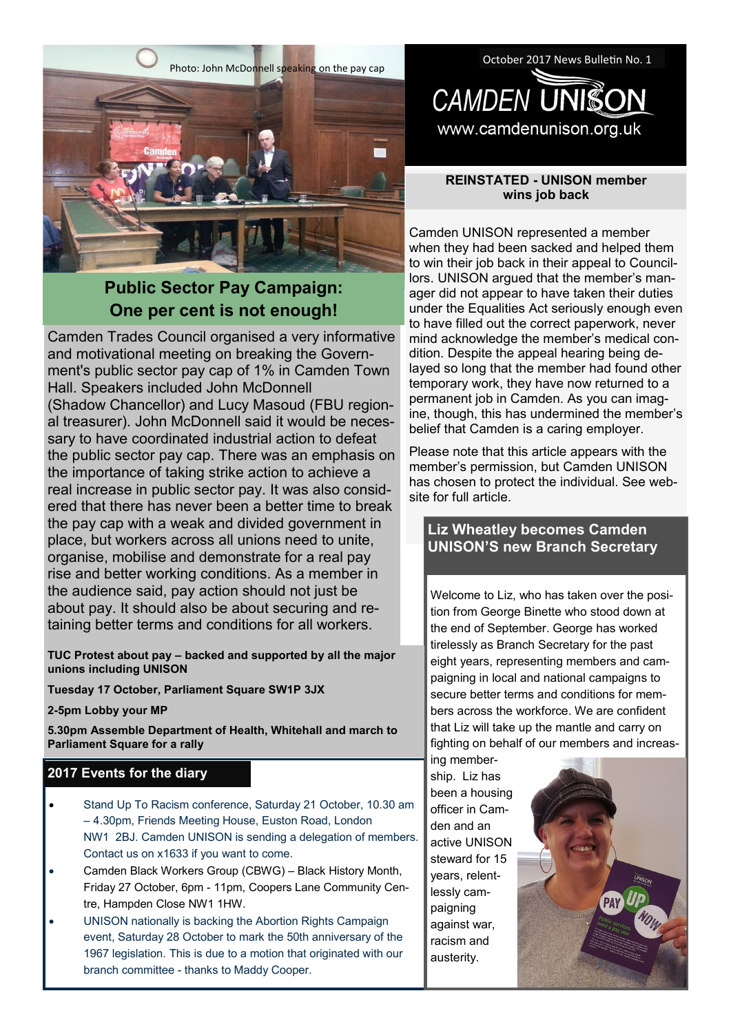October 2017 News Bulletin No. 1

# CAMDEN UNISON

www.camdenunison.org.uk

Photo: John McDonnell speaking on the pay cap

## Public Sector Pay Campaign: One per cent is not enough!

Camden Trades Council organised a very informative and motivational meeting on breaking the Government's public sector pay cap of 1% in Camden Town Hall. Speakers included John McDonnell (Shadow Chancellor) and Lucy Masoud (FBU regional treasurer). John McDonnell said it would be necessary to have coordinated industrial action to defeat the public sector pay cap. There was an emphasis on the importance of taking strike action to achieve a real increase in public sector pay. It was also considered that there has never been a better time to break the pay cap with a weak and divided government in place, but workers across all unions need to unite, organise, mobilise and demonstrate for a real pay rise and better working conditions. As a member in the audience said, pay action should not just be about pay. It should also be about securing and retaining better terms and conditions for all workers.

**TUC Protest about pay – backed and supported by all the major unions including UNISON**

**Tuesday 17 October, Parliament Square SW1P 3JX**

**2-5pm Lobby your MP**

**5.30pm Assemble Department of Health, Whitehall and march to Parliament Square for a rally**

## 2017 Events for the diary

- Stand Up To Racism conference, Saturday 21 October, 10.30 am – 4.30pm, Friends Meeting House, Euston Road, London NW1 2BJ. Camden UNISON is sending a delegation of members. Contact us on x1633 if you want to come.
- Camden Black Workers Group (CBWG) – Black History Month, Friday 27 October, 6pm - 11pm, Coopers Lane Community Centre, Hampden Close NW1 1HW.
- UNISON nationally is backing the Abortion Rights Campaign event, Saturday 28 October to mark the 50th anniversary of the 1967 legislation. This is due to a motion that originated with our branch committee - thanks to Maddy Cooper.

## REINSTATED - UNISON member wins job back

Camden UNISON represented a member when they had been sacked and helped them to win their job back in their appeal to Councillors. UNISON argued that the member's manager did not appear to have taken their duties under the Equalities Act seriously enough even to have filled out the correct paperwork, never mind acknowledge the member's medical condition. Despite the appeal hearing being delayed so long that the member had found other temporary work, they have now returned to a permanent job in Camden. As you can imagine, though, this has undermined the member's belief that Camden is a caring employer.

Please note that this article appears with the member's permission, but Camden UNISON has chosen to protect the individual. See website for full article.

## Liz Wheatley becomes Camden UNISON'S new Branch Secretary

Welcome to Liz, who has taken over the position from George Binette who stood down at the end of September. George has worked tirelessly as Branch Secretary for the past eight years, representing members and campaigning in local and national campaigns to secure better terms and conditions for members across the workforce. We are confident that Liz will take up the mantle and carry on fighting on behalf of our members and increasing membership. Liz has been a housing officer in Camden and an active UNISON steward for 15 years, relentlessly campaigning against war, racism and austerity.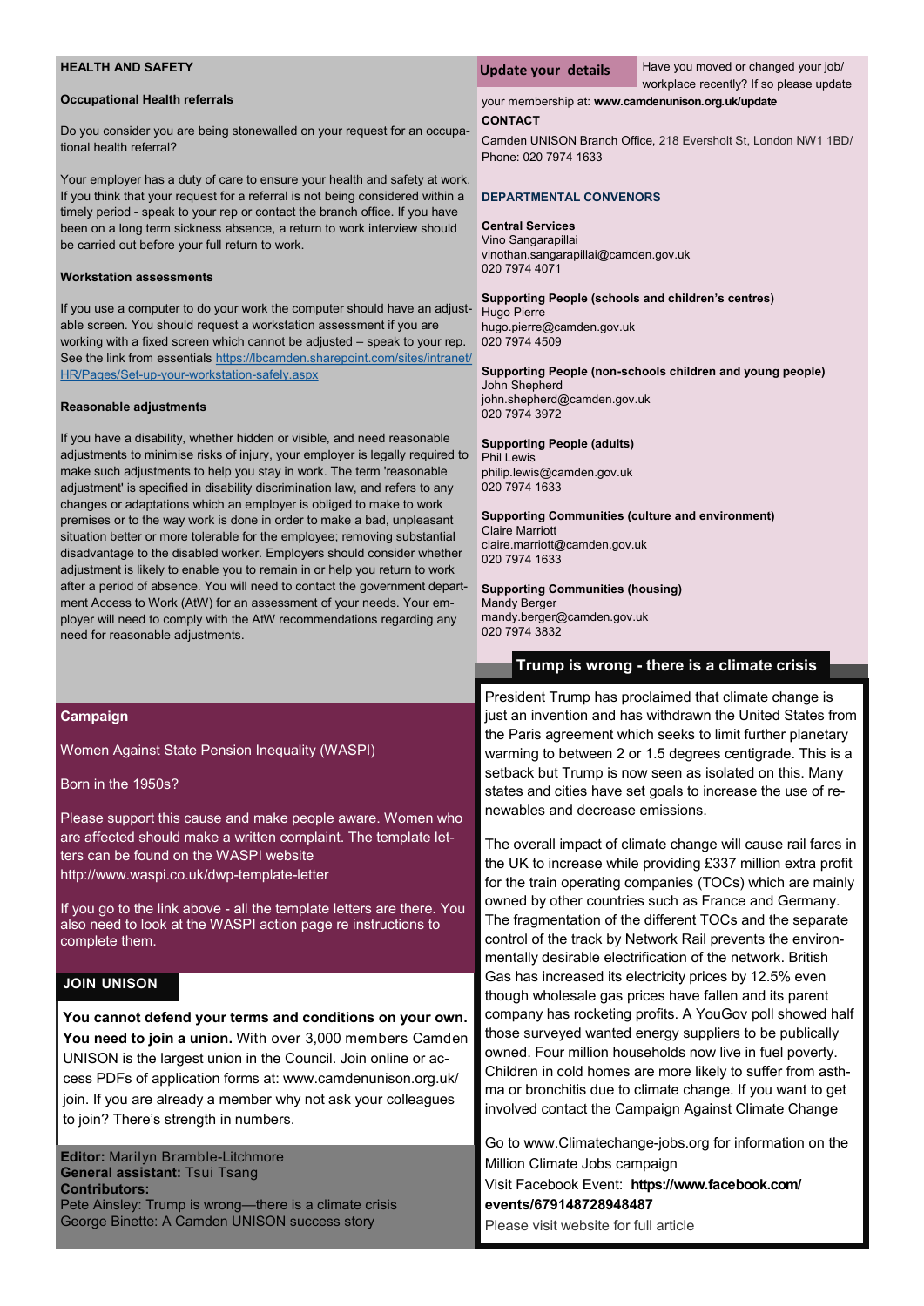## HEALTH AND SAFETY

### Occupational Health referrals

Do you consider you are being stonewalled on your request for an occupational health referral?

Your employer has a duty of care to ensure your health and safety at work. If you think that your request for a referral is not being considered within a timely period - speak to your rep or contact the branch office. If you have been on a long term sickness absence, a return to work interview should be carried out before your full return to work.

### Workstation assessments

If you use a computer to do your work the computer should have an adjustable screen. You should request a workstation assessment if you are working with a fixed screen which cannot be adjusted – speak to your rep. See the link from essentials https://lbcamden.sharepoint.com/sites/intranet/HR/Pages/Set-up-your-workstation-safely.aspx

### Reasonable adjustments

If you have a disability, whether hidden or visible, and need reasonable adjustments to minimise risks of injury, your employer is legally required to make such adjustments to help you stay in work. The term 'reasonable adjustment' is specified in disability discrimination law, and refers to any changes or adaptations which an employer is obliged to make to work premises or to the way work is done in order to make a bad, unpleasant situation better or more tolerable for the employee; removing substantial disadvantage to the disabled worker. Employers should consider whether adjustment is likely to enable you to remain in or help you return to work after a period of absence. You will need to contact the government department Access to Work (AtW) for an assessment of your needs. Your employer will need to comply with the AtW recommendations regarding any need for reasonable adjustments.

## Campaign

Women Against State Pension Inequality (WASPI)

Born in the 1950s?

Please support this cause and make people aware. Women who are affected should make a written complaint. The template letters can be found on the WASPI website http://www.waspi.co.uk/dwp-template-letter

If you go to the link above - all the template letters are there. You also need to look at the WASPI action page re instructions to complete them.

## JOIN UNISON

**You cannot defend your terms and conditions on your own. You need to join a union.** With over 3,000 members Camden UNISON is the largest union in the Council. Join online or access PDFs of application forms at: www.camdenunison.org.uk/join. If you are already a member why not ask your colleagues to join? There's strength in numbers.

**Editor:** Marilyn Bramble-Litchmore
**General assistant:** Tsui Tsang
**Contributors:**
Pete Ainsley: Trump is wrong—there is a climate crisis
George Binette: A Camden UNISON success story

## Update your details

Have you moved or changed your job/workplace recently? If so please update your membership at: **www.camdenunison.org.uk/update**

**CONTACT**

Camden UNISON Branch Office, 218 Eversholt St, London NW1 1BD/ Phone: 020 7974 1633

### DEPARTMENTAL CONVENORS

**Central Services**
Vino Sangarapillai
vinothan.sangarapillai@camden.gov.uk
020 7974 4071

**Supporting People (schools and children's centres)**
Hugo Pierre
hugo.pierre@camden.gov.uk
020 7974 4509

**Supporting People (non-schools children and young people)**
John Shepherd
john.shepherd@camden.gov.uk
020 7974 3972

**Supporting People (adults)**
Phil Lewis
philip.lewis@camden.gov.uk
020 7974 1633

**Supporting Communities (culture and environment)**
Claire Marriott
claire.marriott@camden.gov.uk
020 7974 1633

**Supporting Communities (housing)**
Mandy Berger
mandy.berger@camden.gov.uk
020 7974 3832

## Trump is wrong - there is a climate crisis

President Trump has proclaimed that climate change is just an invention and has withdrawn the United States from the Paris agreement which seeks to limit further planetary warming to between 2 or 1.5 degrees centigrade. This is a setback but Trump is now seen as isolated on this. Many states and cities have set goals to increase the use of renewables and decrease emissions.

The overall impact of climate change will cause rail fares in the UK to increase while providing £337 million extra profit for the train operating companies (TOCs) which are mainly owned by other countries such as France and Germany. The fragmentation of the different TOCs and the separate control of the track by Network Rail prevents the environmentally desirable electrification of the network. British Gas has increased its electricity prices by 12.5% even though wholesale gas prices have fallen and its parent company has rocketing profits. A YouGov poll showed half those surveyed wanted energy suppliers to be publically owned. Four million households now live in fuel poverty. Children in cold homes are more likely to suffer from asthma or bronchitis due to climate change. If you want to get involved contact the Campaign Against Climate Change

Go to www.Climatechange-jobs.org for information on the Million Climate Jobs campaign
Visit Facebook Event: **https://www.facebook.com/events/679148728948487**
Please visit website for full article